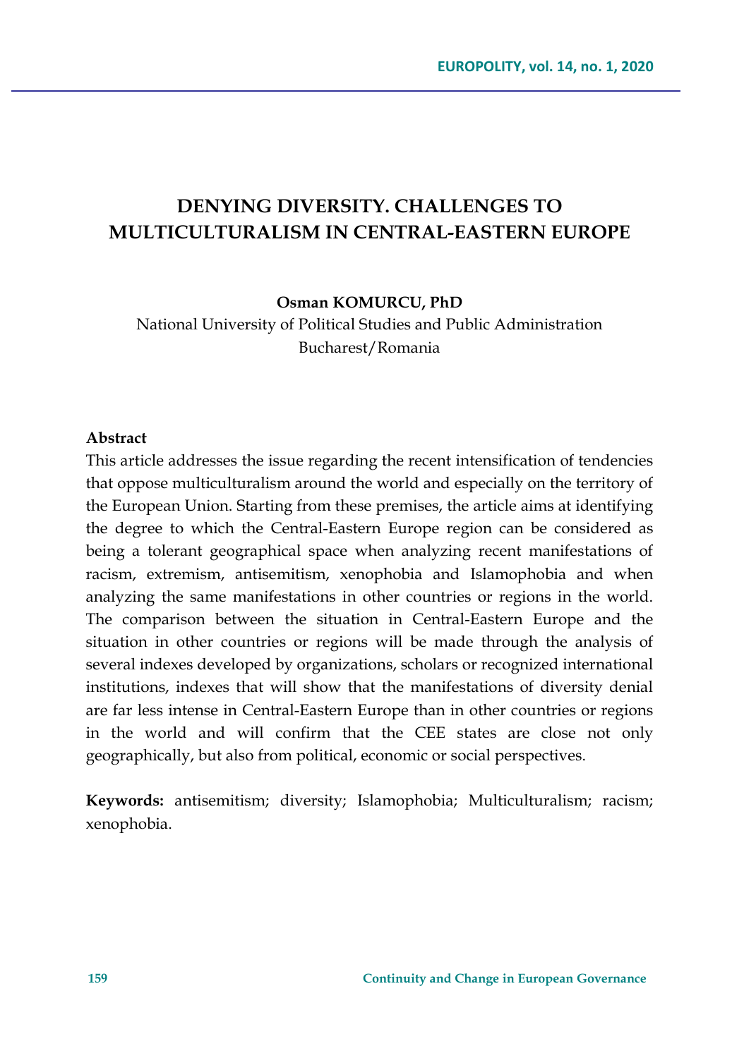# DENYING DIVERSITY. CHALLENGES TO MULTICULTURALISM IN CENTRAL-EASTERN EUROPE

**Osman KOMURCU, PhD**

National University of Political Studies and Public Administration
Bucharest/Romania

**Abstract**

This article addresses the issue regarding the recent intensification of tendencies that oppose multiculturalism around the world and especially on the territory of the European Union. Starting from these premises, the article aims at identifying the degree to which the Central-Eastern Europe region can be considered as being a tolerant geographical space when analyzing recent manifestations of racism, extremism, antisemitism, xenophobia and Islamophobia and when analyzing the same manifestations in other countries or regions in the world. The comparison between the situation in Central-Eastern Europe and the situation in other countries or regions will be made through the analysis of several indexes developed by organizations, scholars or recognized international institutions, indexes that will show that the manifestations of diversity denial are far less intense in Central-Eastern Europe than in other countries or regions in the world and will confirm that the CEE states are close not only geographically, but also from political, economic or social perspectives.

**Keywords:** antisemitism; diversity; Islamophobia; Multiculturalism; racism; xenophobia.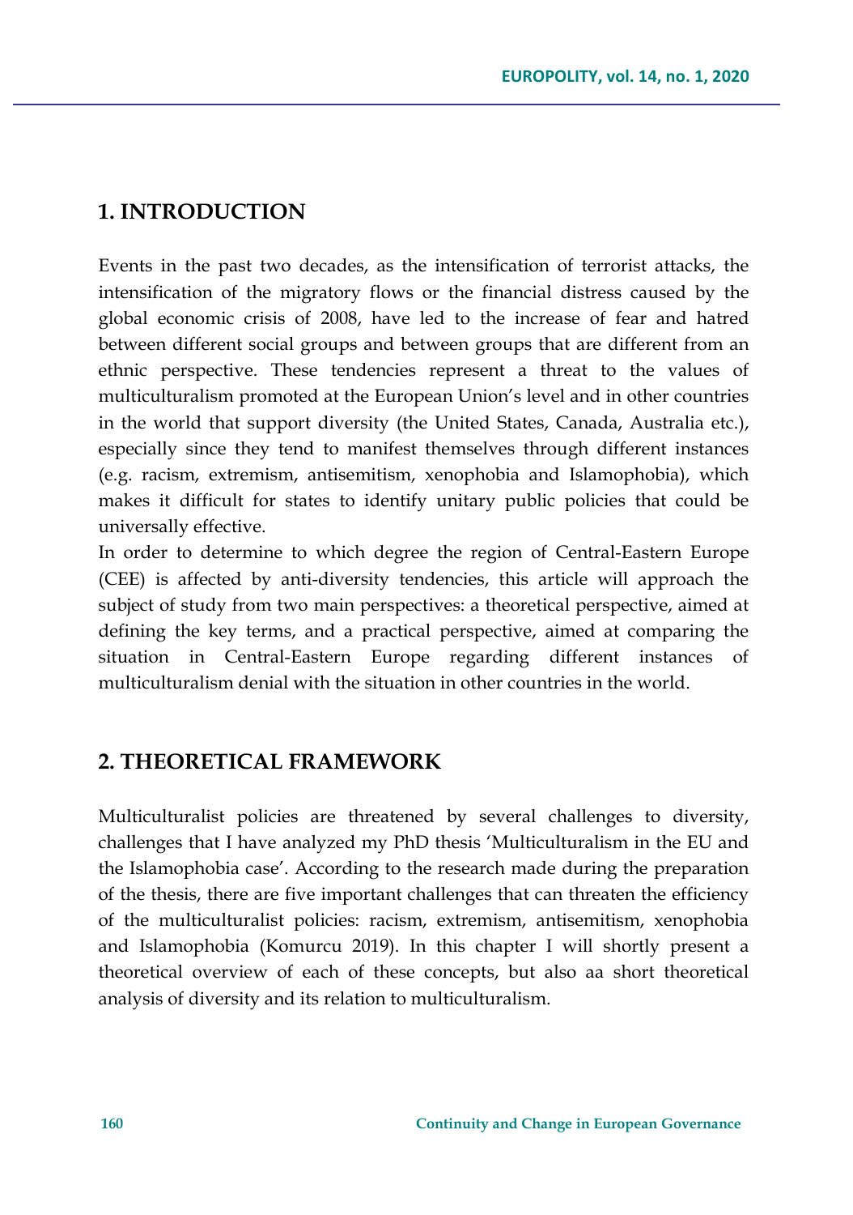## 1. INTRODUCTION

Events in the past two decades, as the intensification of terrorist attacks, the intensification of the migratory flows or the financial distress caused by the global economic crisis of 2008, have led to the increase of fear and hatred between different social groups and between groups that are different from an ethnic perspective. These tendencies represent a threat to the values of multiculturalism promoted at the European Union's level and in other countries in the world that support diversity (the United States, Canada, Australia etc.), especially since they tend to manifest themselves through different instances (e.g. racism, extremism, antisemitism, xenophobia and Islamophobia), which makes it difficult for states to identify unitary public policies that could be universally effective.

In order to determine to which degree the region of Central-Eastern Europe (CEE) is affected by anti-diversity tendencies, this article will approach the subject of study from two main perspectives: a theoretical perspective, aimed at defining the key terms, and a practical perspective, aimed at comparing the situation in Central-Eastern Europe regarding different instances of multiculturalism denial with the situation in other countries in the world.

## 2. THEORETICAL FRAMEWORK

Multiculturalist policies are threatened by several challenges to diversity, challenges that I have analyzed my PhD thesis 'Multiculturalism in the EU and the Islamophobia case'. According to the research made during the preparation of the thesis, there are five important challenges that can threaten the efficiency of the multiculturalist policies: racism, extremism, antisemitism, xenophobia and Islamophobia (Komurcu 2019). In this chapter I will shortly present a theoretical overview of each of these concepts, but also aa short theoretical analysis of diversity and its relation to multiculturalism.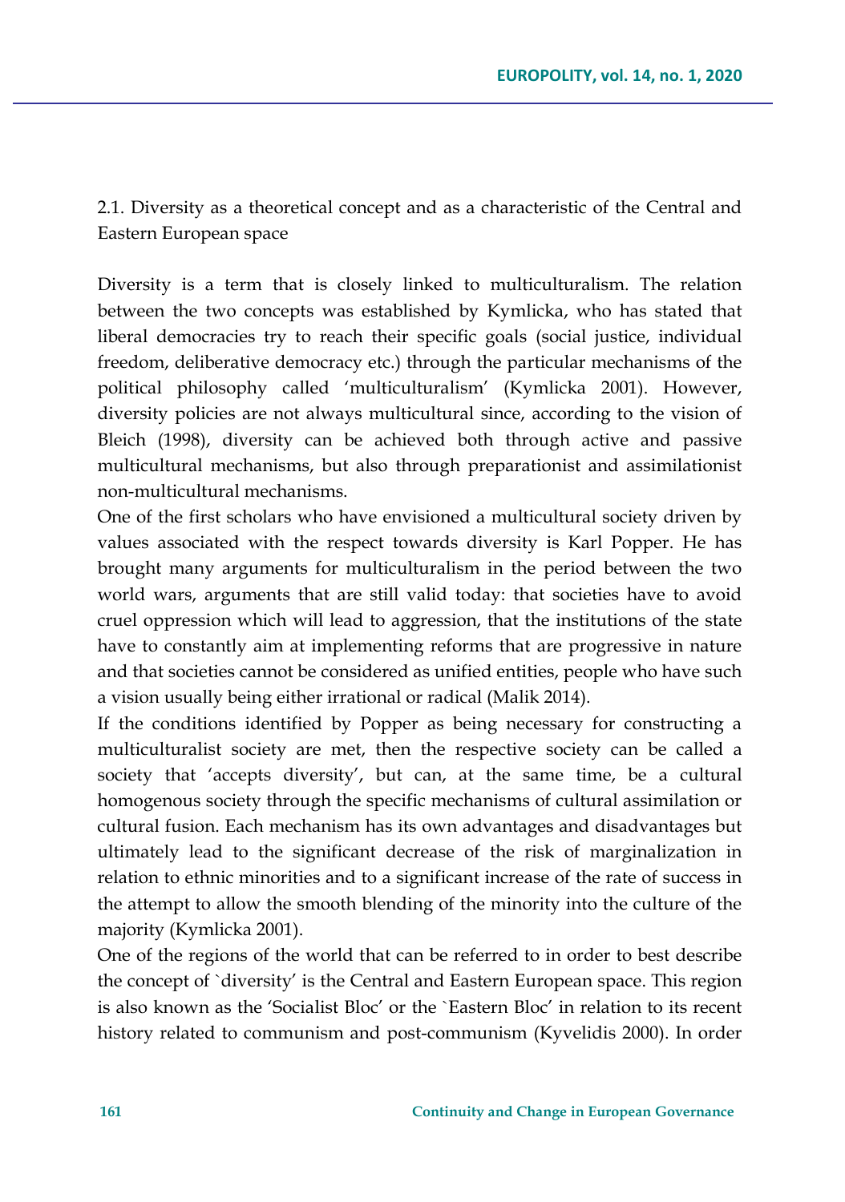### 2.1. Diversity as a theoretical concept and as a characteristic of the Central and Eastern European space

Diversity is a term that is closely linked to multiculturalism. The relation between the two concepts was established by Kymlicka, who has stated that liberal democracies try to reach their specific goals (social justice, individual freedom, deliberative democracy etc.) through the particular mechanisms of the political philosophy called 'multiculturalism' (Kymlicka 2001). However, diversity policies are not always multicultural since, according to the vision of Bleich (1998), diversity can be achieved both through active and passive multicultural mechanisms, but also through preparationist and assimilationist non-multicultural mechanisms.

One of the first scholars who have envisioned a multicultural society driven by values associated with the respect towards diversity is Karl Popper. He has brought many arguments for multiculturalism in the period between the two world wars, arguments that are still valid today: that societies have to avoid cruel oppression which will lead to aggression, that the institutions of the state have to constantly aim at implementing reforms that are progressive in nature and that societies cannot be considered as unified entities, people who have such a vision usually being either irrational or radical (Malik 2014).

If the conditions identified by Popper as being necessary for constructing a multiculturalist society are met, then the respective society can be called a society that 'accepts diversity', but can, at the same time, be a cultural homogenous society through the specific mechanisms of cultural assimilation or cultural fusion. Each mechanism has its own advantages and disadvantages but ultimately lead to the significant decrease of the risk of marginalization in relation to ethnic minorities and to a significant increase of the rate of success in the attempt to allow the smooth blending of the minority into the culture of the majority (Kymlicka 2001).

One of the regions of the world that can be referred to in order to best describe the concept of `diversity' is the Central and Eastern European space. This region is also known as the 'Socialist Bloc' or the `Eastern Bloc' in relation to its recent history related to communism and post-communism (Kyvelidis 2000). In order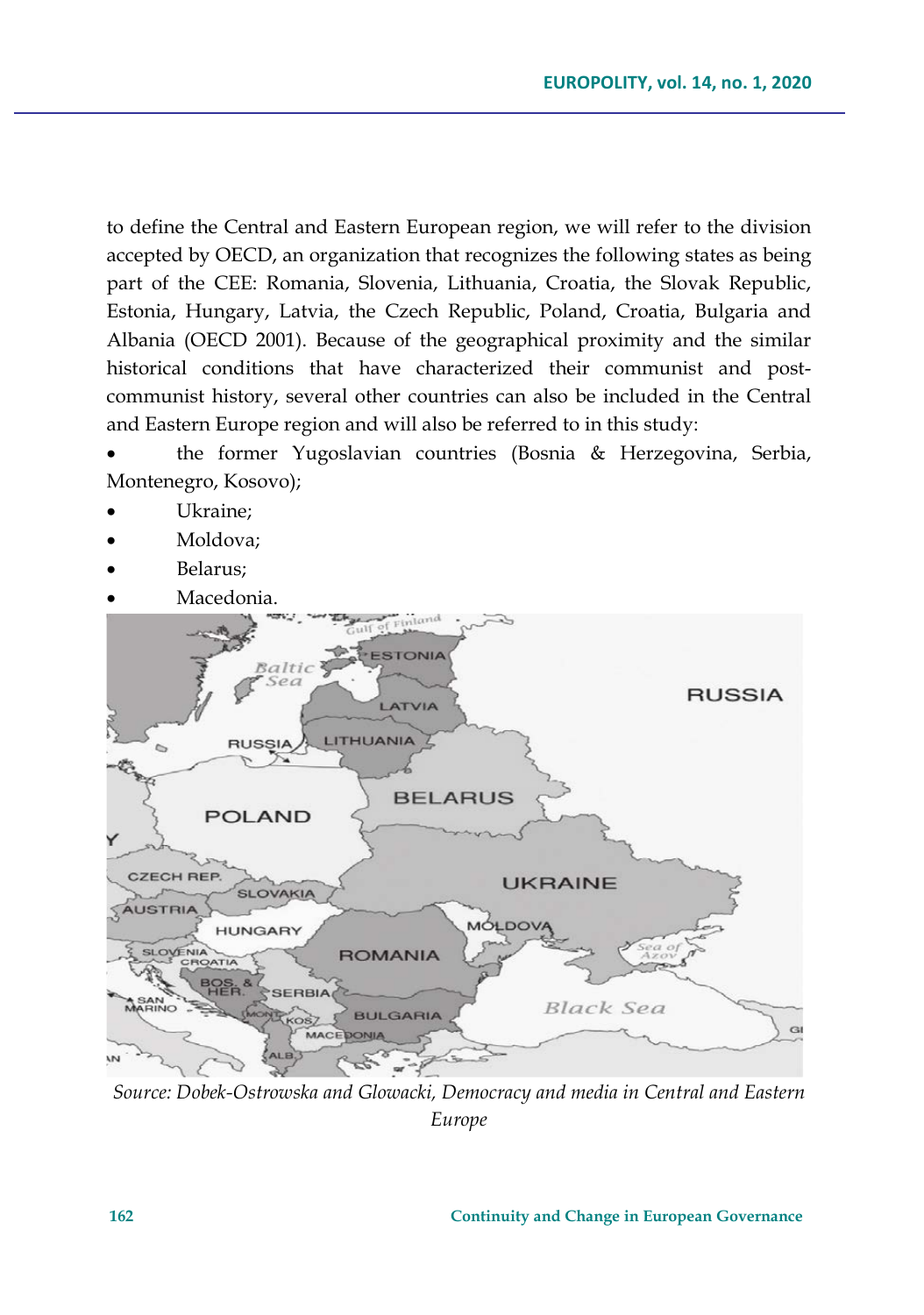to define the Central and Eastern European region, we will refer to the division accepted by OECD, an organization that recognizes the following states as being part of the CEE: Romania, Slovenia, Lithuania, Croatia, the Slovak Republic, Estonia, Hungary, Latvia, the Czech Republic, Poland, Croatia, Bulgaria and Albania (OECD 2001). Because of the geographical proximity and the similar historical conditions that have characterized their communist and post-communist history, several other countries can also be included in the Central and Eastern Europe region and will also be referred to in this study:

- the former Yugoslavian countries (Bosnia & Herzegovina, Serbia, Montenegro, Kosovo);
- Ukraine;
- Moldova;
- Belarus;
- Macedonia.

*Source: Dobek-Ostrowska and Glowacki, Democracy and media in Central and Eastern Europe*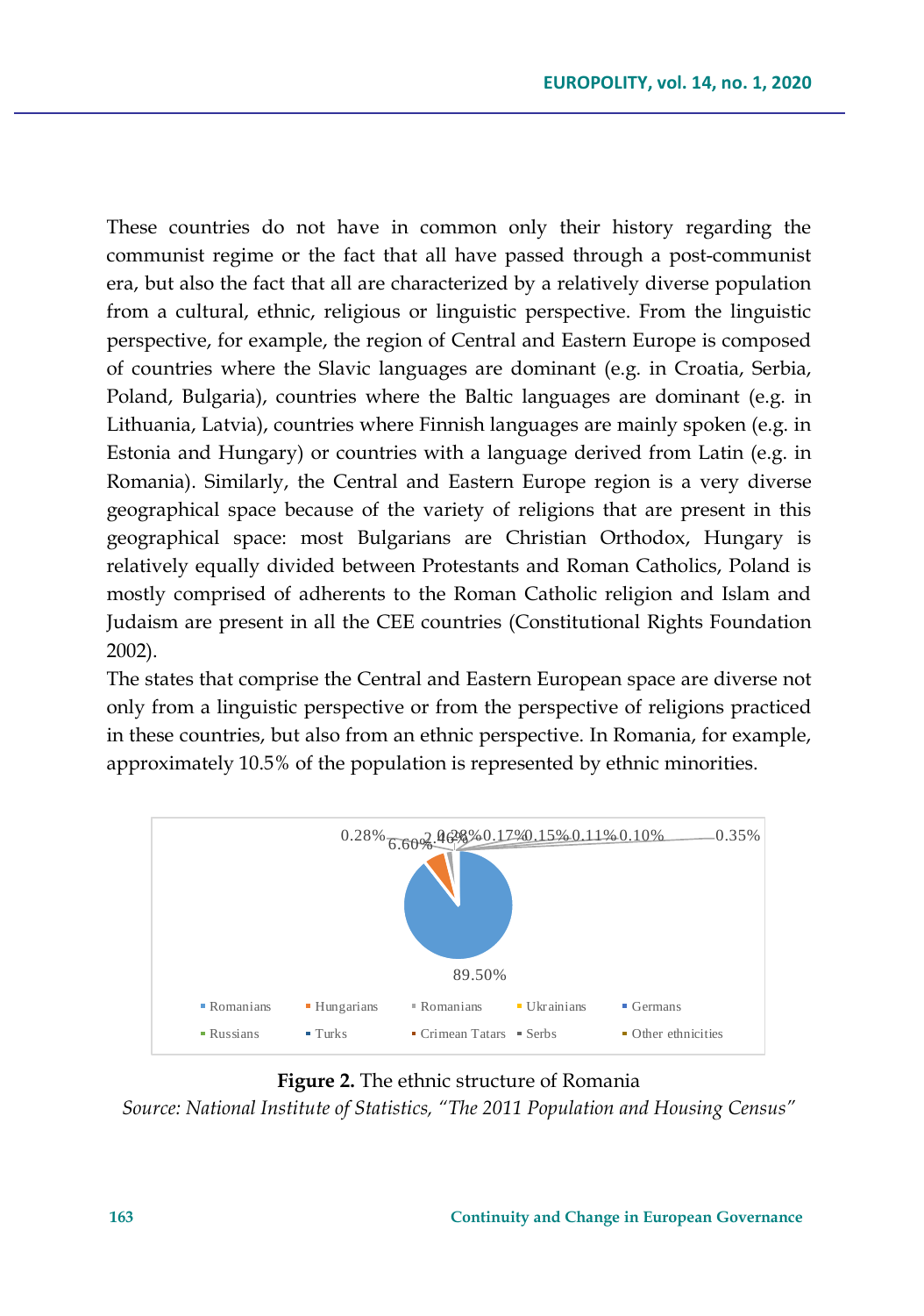These countries do not have in common only their history regarding the communist regime or the fact that all have passed through a post-communist era, but also the fact that all are characterized by a relatively diverse population from a cultural, ethnic, religious or linguistic perspective. From the linguistic perspective, for example, the region of Central and Eastern Europe is composed of countries where the Slavic languages are dominant (e.g. in Croatia, Serbia, Poland, Bulgaria), countries where the Baltic languages are dominant (e.g. in Lithuania, Latvia), countries where Finnish languages are mainly spoken (e.g. in Estonia and Hungary) or countries with a language derived from Latin (e.g. in Romania). Similarly, the Central and Eastern Europe region is a very diverse geographical space because of the variety of religions that are present in this geographical space: most Bulgarians are Christian Orthodox, Hungary is relatively equally divided between Protestants and Roman Catholics, Poland is mostly comprised of adherents to the Roman Catholic religion and Islam and Judaism are present in all the CEE countries (Constitutional Rights Foundation 2002).

The states that comprise the Central and Eastern European space are diverse not only from a linguistic perspective or from the perspective of religions practiced in these countries, but also from an ethnic perspective. In Romania, for example, approximately 10.5% of the population is represented by ethnic minorities.

0.28% 6.60% 2.46% 0.28% 0.17% 0.15% 0.11% 0.10% 0.35%

89.50%

Romanians, Hungarians, Romanians, Ukrainians, Germans, Russians, Turks, Crimean Tatars, Serbs, Other ethnicities

**Figure 2.** The ethnic structure of Romania

*Source: National Institute of Statistics, "The 2011 Population and Housing Census"*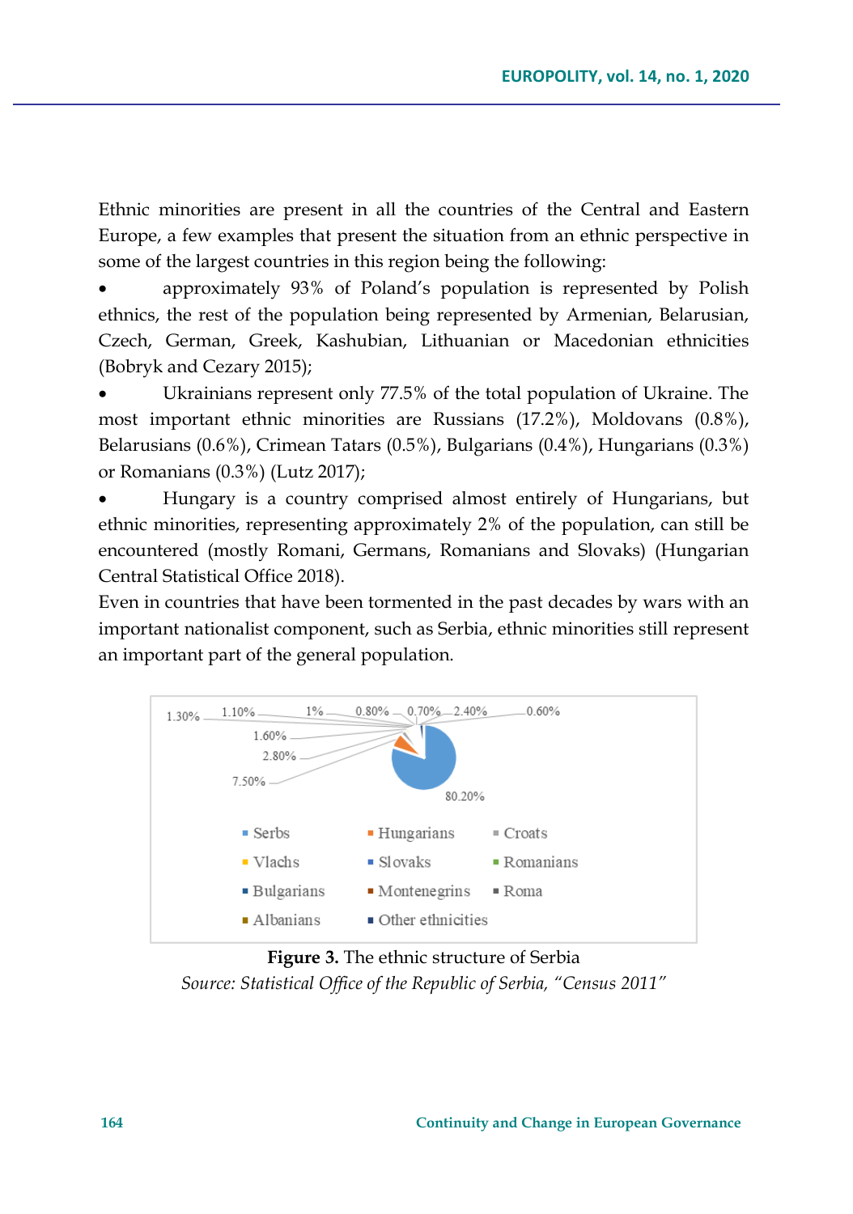Ethnic minorities are present in all the countries of the Central and Eastern Europe, a few examples that present the situation from an ethnic perspective in some of the largest countries in this region being the following:

- approximately 93% of Poland's population is represented by Polish ethnics, the rest of the population being represented by Armenian, Belarusian, Czech, German, Greek, Kashubian, Lithuanian or Macedonian ethnicities (Bobryk and Cezary 2015);
- Ukrainians represent only 77.5% of the total population of Ukraine. The most important ethnic minorities are Russians (17.2%), Moldovans (0.8%), Belarusians (0.6%), Crimean Tatars (0.5%), Bulgarians (0.4%), Hungarians (0.3%) or Romanians (0.3%) (Lutz 2017);
- Hungary is a country comprised almost entirely of Hungarians, but ethnic minorities, representing approximately 2% of the population, can still be encountered (mostly Romani, Germans, Romanians and Slovaks) (Hungarian Central Statistical Office 2018).

Even in countries that have been tormented in the past decades by wars with an important nationalist component, such as Serbia, ethnic minorities still represent an important part of the general population.

1.30% 1.10% 1% 0.80% 0.70% 2.40% 0.60% 1.60% 2.80% 7.50% 80.20%

Serbs, Hungarians, Croats, Vlachs, Slovaks, Romanians, Bulgarians, Montenegrins, Roma, Albanians, Other ethnicities

**Figure 3.** The ethnic structure of Serbia

*Source: Statistical Office of the Republic of Serbia, "Census 2011"*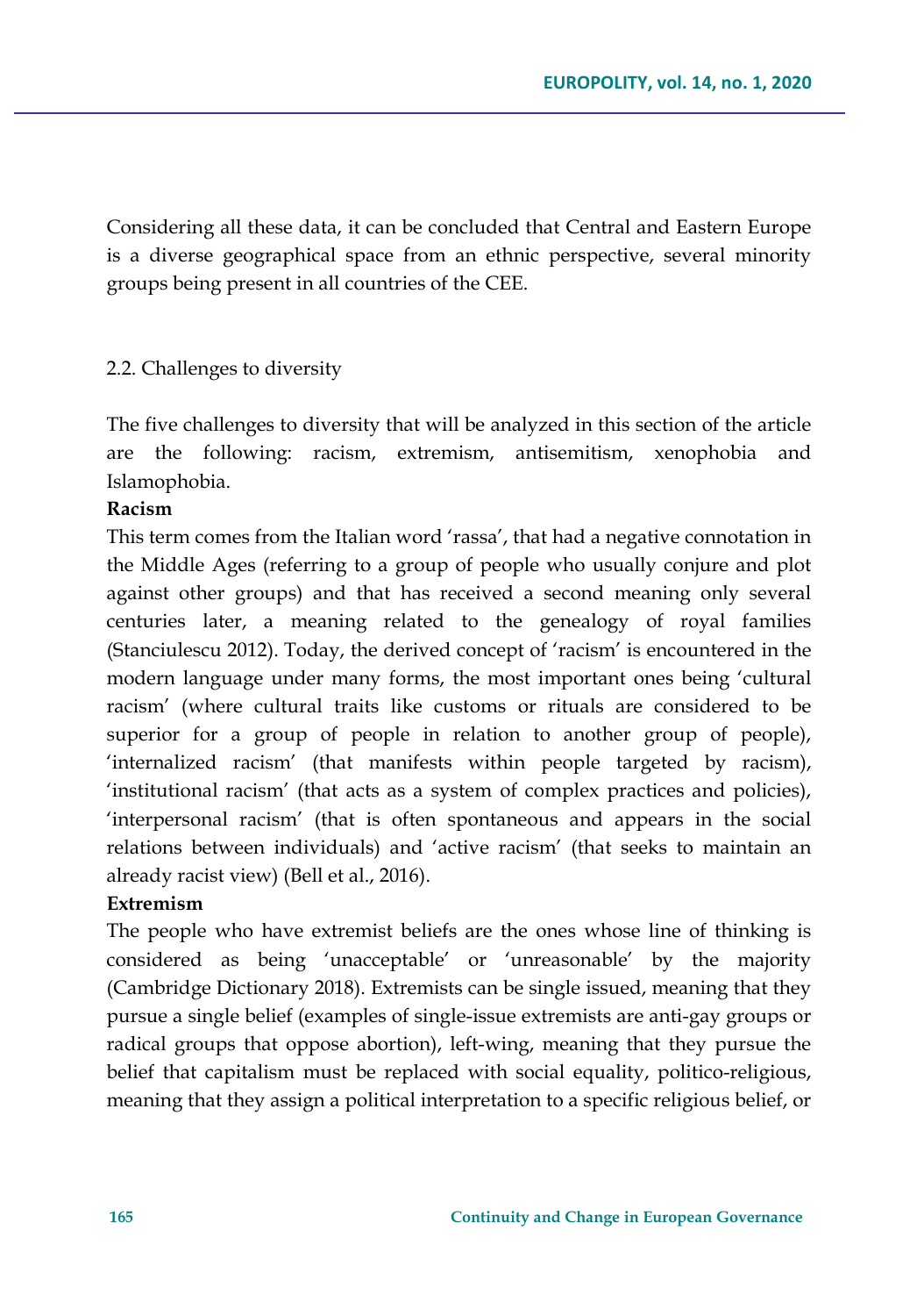Considering all these data, it can be concluded that Central and Eastern Europe is a diverse geographical space from an ethnic perspective, several minority groups being present in all countries of the CEE.

## 2.2. Challenges to diversity

The five challenges to diversity that will be analyzed in this section of the article are the following: racism, extremism, antisemitism, xenophobia and Islamophobia.

**Racism**

This term comes from the Italian word 'rassa', that had a negative connotation in the Middle Ages (referring to a group of people who usually conjure and plot against other groups) and that has received a second meaning only several centuries later, a meaning related to the genealogy of royal families (Stanciulescu 2012). Today, the derived concept of 'racism' is encountered in the modern language under many forms, the most important ones being 'cultural racism' (where cultural traits like customs or rituals are considered to be superior for a group of people in relation to another group of people), 'internalized racism' (that manifests within people targeted by racism), 'institutional racism' (that acts as a system of complex practices and policies), 'interpersonal racism' (that is often spontaneous and appears in the social relations between individuals) and 'active racism' (that seeks to maintain an already racist view) (Bell et al., 2016).

**Extremism**

The people who have extremist beliefs are the ones whose line of thinking is considered as being 'unacceptable' or 'unreasonable' by the majority (Cambridge Dictionary 2018). Extremists can be single issued, meaning that they pursue a single belief (examples of single-issue extremists are anti-gay groups or radical groups that oppose abortion), left-wing, meaning that they pursue the belief that capitalism must be replaced with social equality, politico-religious, meaning that they assign a political interpretation to a specific religious belief, or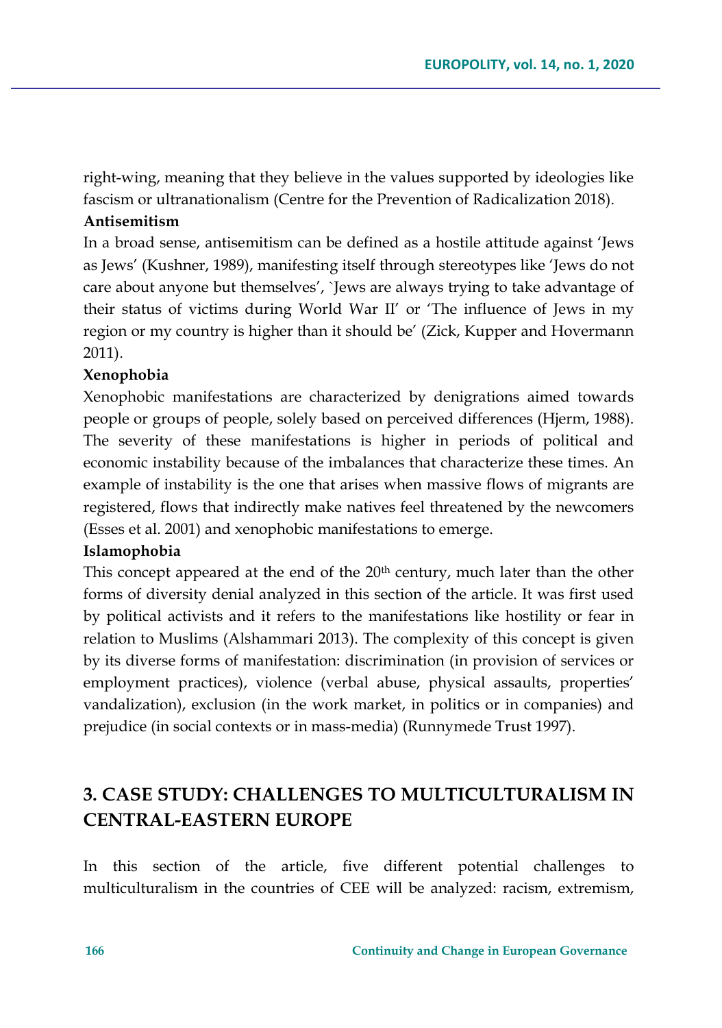right-wing, meaning that they believe in the values supported by ideologies like fascism or ultranationalism (Centre for the Prevention of Radicalization 2018).

**Antisemitism**

In a broad sense, antisemitism can be defined as a hostile attitude against 'Jews as Jews' (Kushner, 1989), manifesting itself through stereotypes like 'Jews do not care about anyone but themselves', `Jews are always trying to take advantage of their status of victims during World War II' or 'The influence of Jews in my region or my country is higher than it should be' (Zick, Kupper and Hovermann 2011).

**Xenophobia**

Xenophobic manifestations are characterized by denigrations aimed towards people or groups of people, solely based on perceived differences (Hjerm, 1988). The severity of these manifestations is higher in periods of political and economic instability because of the imbalances that characterize these times. An example of instability is the one that arises when massive flows of migrants are registered, flows that indirectly make natives feel threatened by the newcomers (Esses et al. 2001) and xenophobic manifestations to emerge.

**Islamophobia**

This concept appeared at the end of the 20th century, much later than the other forms of diversity denial analyzed in this section of the article. It was first used by political activists and it refers to the manifestations like hostility or fear in relation to Muslims (Alshammari 2013). The complexity of this concept is given by its diverse forms of manifestation: discrimination (in provision of services or employment practices), violence (verbal abuse, physical assaults, properties' vandalization), exclusion (in the work market, in politics or in companies) and prejudice (in social contexts or in mass-media) (Runnymede Trust 1997).

## 3. CASE STUDY: CHALLENGES TO MULTICULTURALISM IN CENTRAL-EASTERN EUROPE

In this section of the article, five different potential challenges to multiculturalism in the countries of CEE will be analyzed: racism, extremism,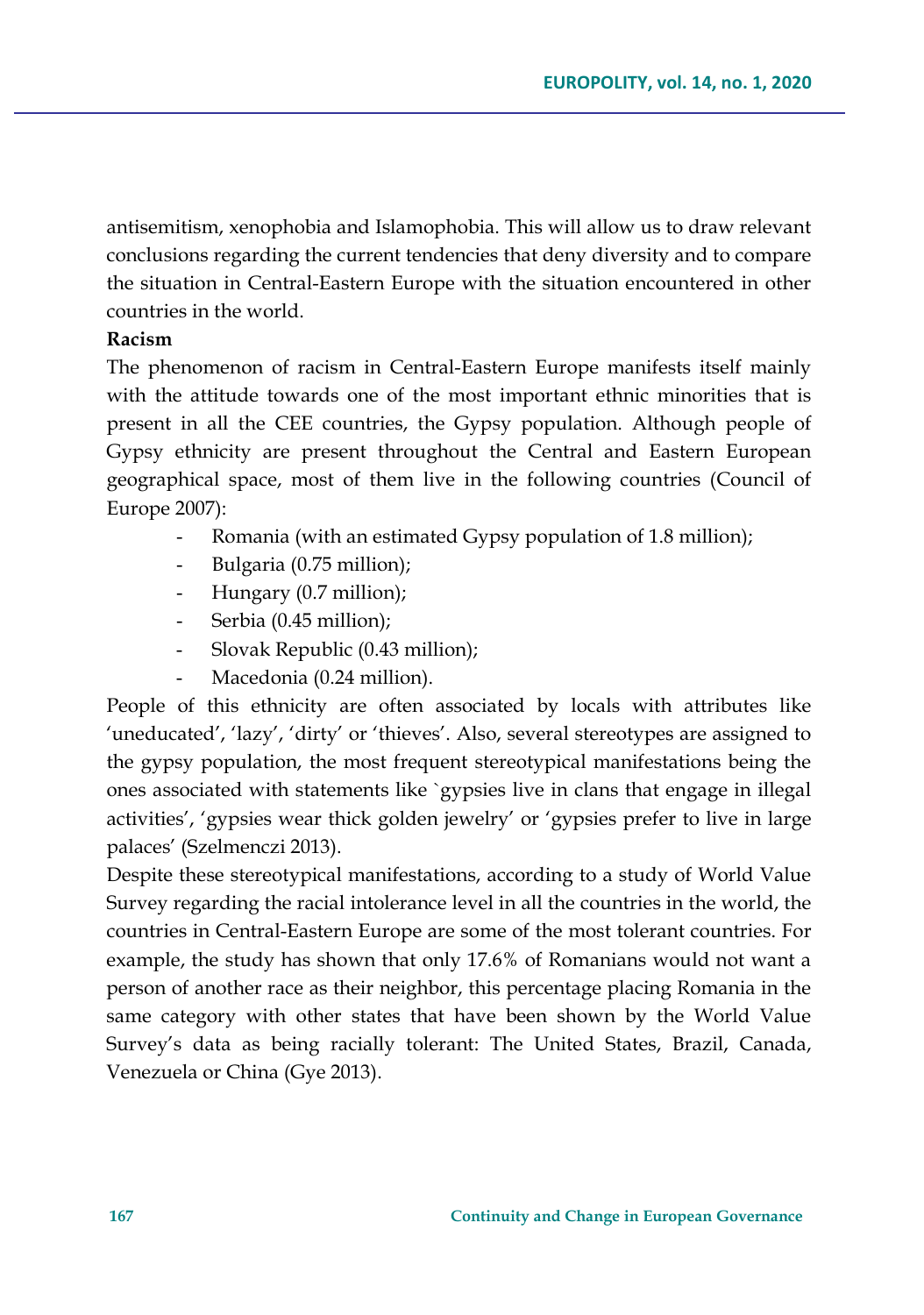antisemitism, xenophobia and Islamophobia. This will allow us to draw relevant conclusions regarding the current tendencies that deny diversity and to compare the situation in Central-Eastern Europe with the situation encountered in other countries in the world.

**Racism**

The phenomenon of racism in Central-Eastern Europe manifests itself mainly with the attitude towards one of the most important ethnic minorities that is present in all the CEE countries, the Gypsy population. Although people of Gypsy ethnicity are present throughout the Central and Eastern European geographical space, most of them live in the following countries (Council of Europe 2007):

- Romania (with an estimated Gypsy population of 1.8 million);
- Bulgaria (0.75 million);
- Hungary (0.7 million);
- Serbia (0.45 million);
- Slovak Republic (0.43 million);
- Macedonia (0.24 million).

People of this ethnicity are often associated by locals with attributes like 'uneducated', 'lazy', 'dirty' or 'thieves'. Also, several stereotypes are assigned to the gypsy population, the most frequent stereotypical manifestations being the ones associated with statements like `gypsies live in clans that engage in illegal activities', 'gypsies wear thick golden jewelry' or 'gypsies prefer to live in large palaces' (Szelmenczi 2013).

Despite these stereotypical manifestations, according to a study of World Value Survey regarding the racial intolerance level in all the countries in the world, the countries in Central-Eastern Europe are some of the most tolerant countries. For example, the study has shown that only 17.6% of Romanians would not want a person of another race as their neighbor, this percentage placing Romania in the same category with other states that have been shown by the World Value Survey's data as being racially tolerant: The United States, Brazil, Canada, Venezuela or China (Gye 2013).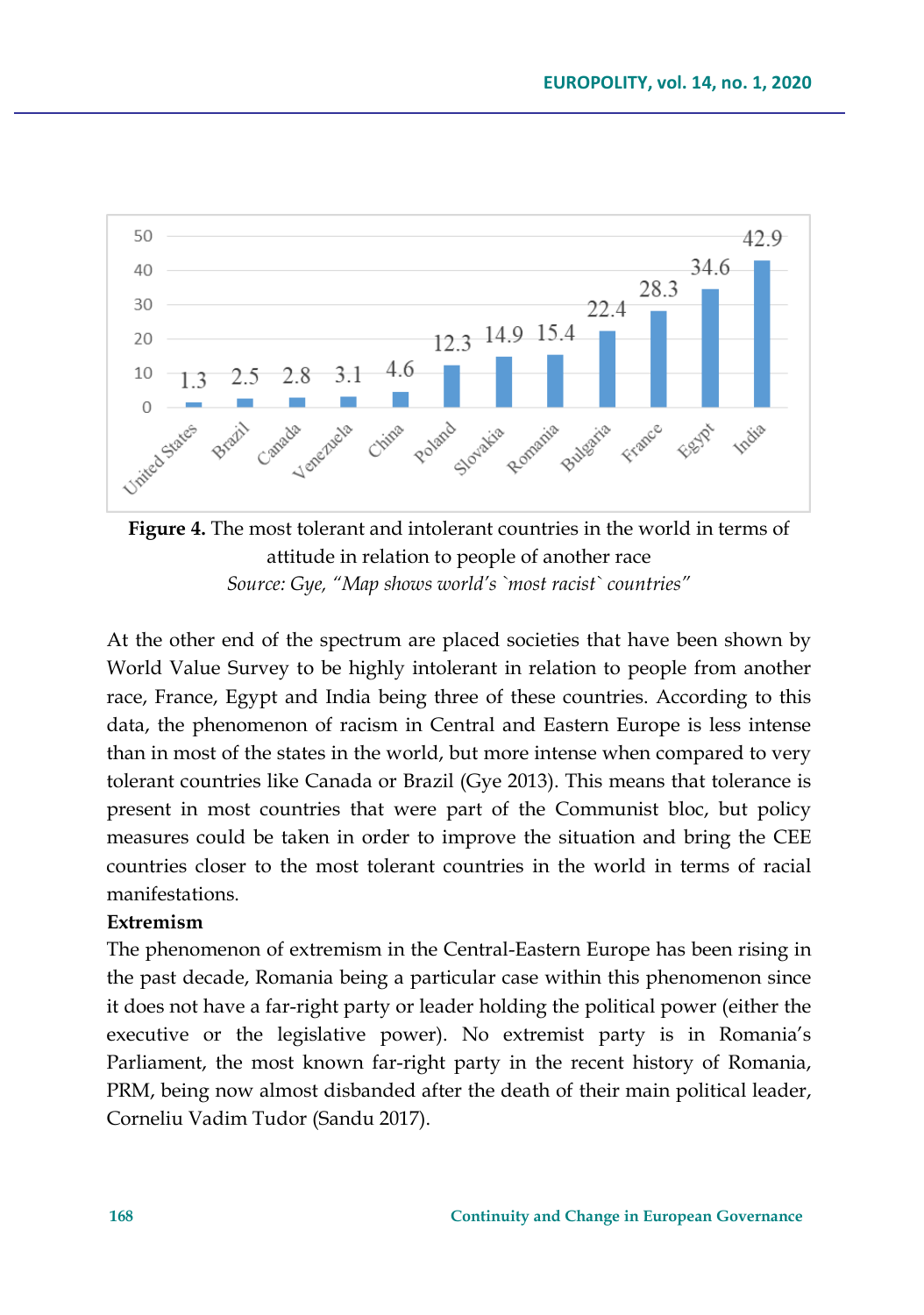**Figure 4.** The most tolerant and intolerant countries in the world in terms of attitude in relation to people of another race

*Source: Gye, "Map shows world's `most racist` countries"*

At the other end of the spectrum are placed societies that have been shown by World Value Survey to be highly intolerant in relation to people from another race, France, Egypt and India being three of these countries. According to this data, the phenomenon of racism in Central and Eastern Europe is less intense than in most of the states in the world, but more intense when compared to very tolerant countries like Canada or Brazil (Gye 2013). This means that tolerance is present in most countries that were part of the Communist bloc, but policy measures could be taken in order to improve the situation and bring the CEE countries closer to the most tolerant countries in the world in terms of racial manifestations.

**Extremism**

The phenomenon of extremism in the Central-Eastern Europe has been rising in the past decade, Romania being a particular case within this phenomenon since it does not have a far-right party or leader holding the political power (either the executive or the legislative power). No extremist party is in Romania's Parliament, the most known far-right party in the recent history of Romania, PRM, being now almost disbanded after the death of their main political leader, Corneliu Vadim Tudor (Sandu 2017).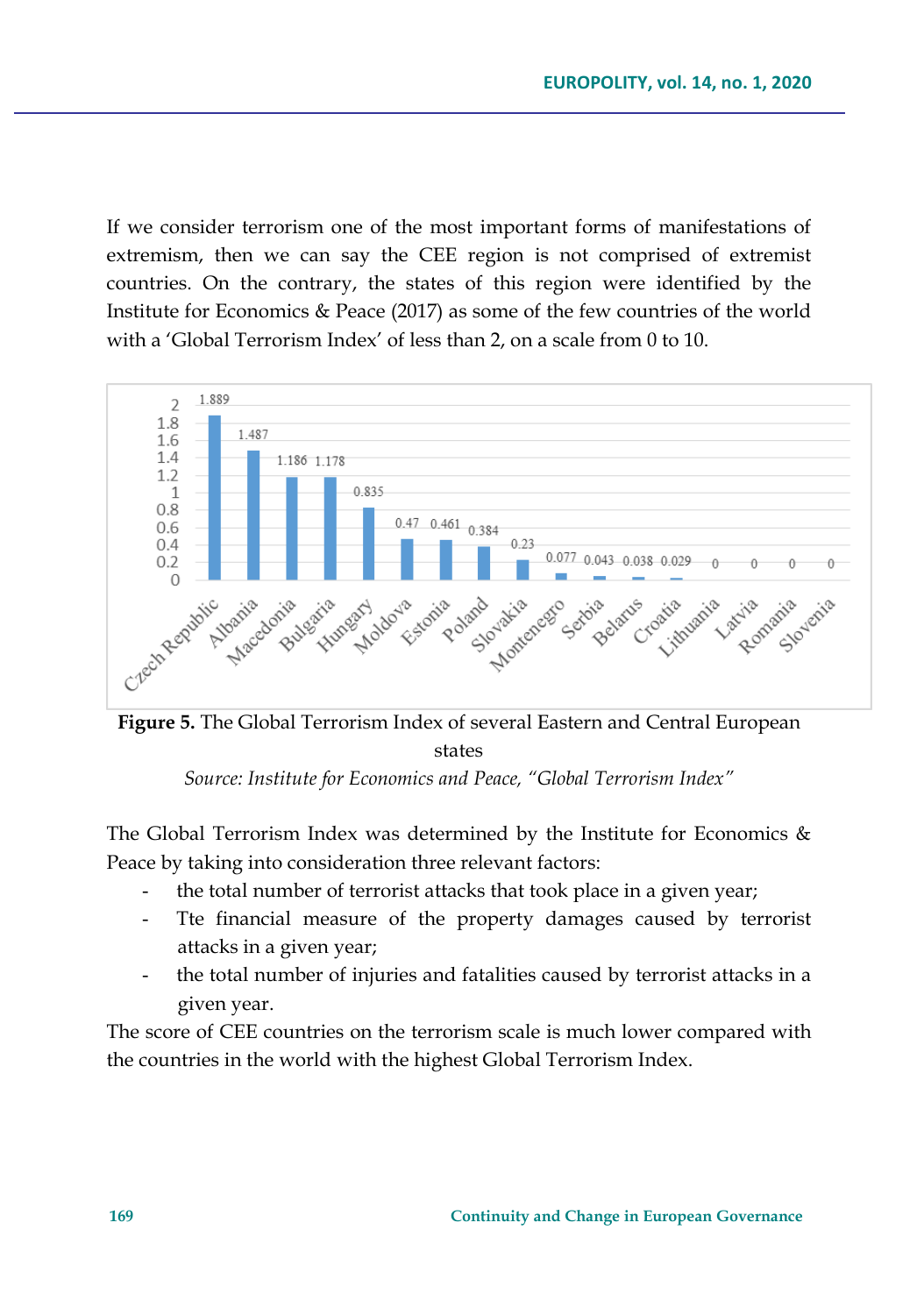If we consider terrorism one of the most important forms of manifestations of extremism, then we can say the CEE region is not comprised of extremist countries. On the contrary, the states of this region were identified by the Institute for Economics & Peace (2017) as some of the few countries of the world with a 'Global Terrorism Index' of less than 2, on a scale from 0 to 10.

| Country | Global Terrorism Index |
| --- | --- |
| Czech Republic | 1.889 |
| Albania | 1.487 |
| Macedonia | 1.186 |
| Bulgaria | 1.178 |
| Hungary | 0.835 |
| Moldova | 0.47 |
| Estonia | 0.461 |
| Poland | 0.384 |
| Slovakia | 0.23 |
| Montenegro | 0.077 |
| Serbia | 0.043 |
| Belarus | 0.038 |
| Croatia | 0.029 |
| Lithuania | 0 |
| Latvia | 0 |
| Romania | 0 |
| Slovenia | 0 |

**Figure 5.** The Global Terrorism Index of several Eastern and Central European states

*Source: Institute for Economics and Peace, "Global Terrorism Index"*

The Global Terrorism Index was determined by the Institute for Economics & Peace by taking into consideration three relevant factors:

- the total number of terrorist attacks that took place in a given year;
- Tte financial measure of the property damages caused by terrorist attacks in a given year;
- the total number of injuries and fatalities caused by terrorist attacks in a given year.

The score of CEE countries on the terrorism scale is much lower compared with the countries in the world with the highest Global Terrorism Index.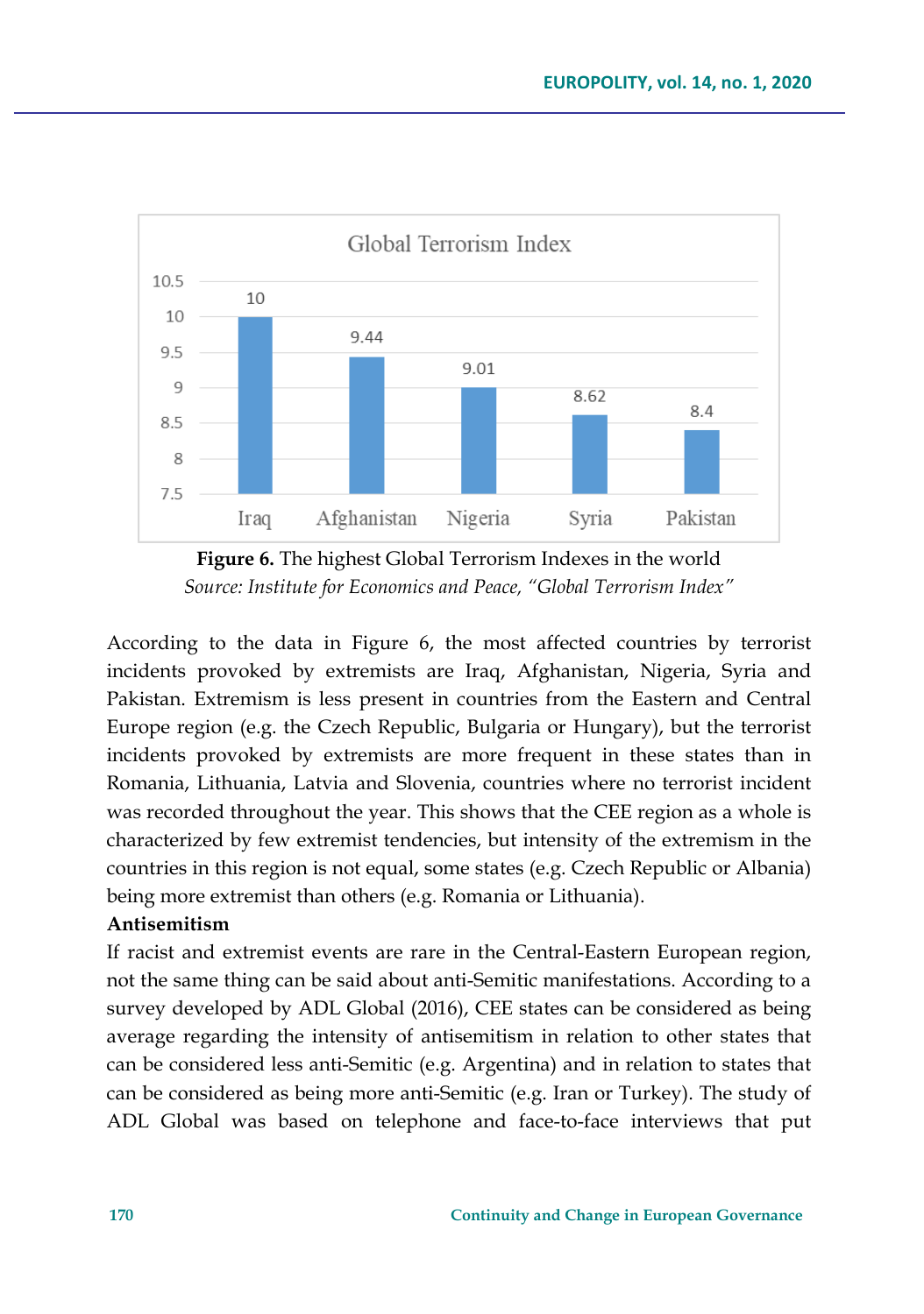**Figure 6.** The highest Global Terrorism Indexes in the world

*Source: Institute for Economics and Peace, "Global Terrorism Index"*

According to the data in Figure 6, the most affected countries by terrorist incidents provoked by extremists are Iraq, Afghanistan, Nigeria, Syria and Pakistan. Extremism is less present in countries from the Eastern and Central Europe region (e.g. the Czech Republic, Bulgaria or Hungary), but the terrorist incidents provoked by extremists are more frequent in these states than in Romania, Lithuania, Latvia and Slovenia, countries where no terrorist incident was recorded throughout the year. This shows that the CEE region as a whole is characterized by few extremist tendencies, but intensity of the extremism in the countries in this region is not equal, some states (e.g. Czech Republic or Albania) being more extremist than others (e.g. Romania or Lithuania).

**Antisemitism**

If racist and extremist events are rare in the Central-Eastern European region, not the same thing can be said about anti-Semitic manifestations. According to a survey developed by ADL Global (2016), CEE states can be considered as being average regarding the intensity of antisemitism in relation to other states that can be considered less anti-Semitic (e.g. Argentina) and in relation to states that can be considered as being more anti-Semitic (e.g. Iran or Turkey). The study of ADL Global was based on telephone and face-to-face interviews that put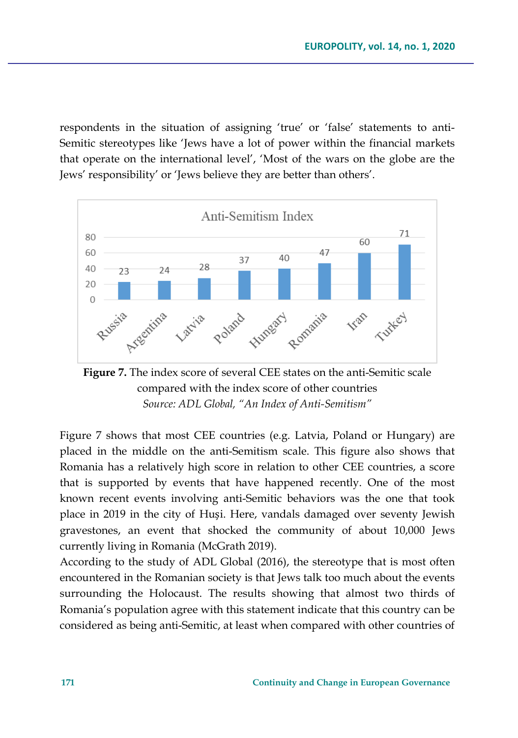respondents in the situation of assigning ‘true’ or ‘false’ statements to anti-Semitic stereotypes like ‘Jews have a lot of power within the financial markets that operate on the international level’, ‘Most of the wars on the globe are the Jews’ responsibility’ or ‘Jews believe they are better than others’.

**Figure 7.** The index score of several CEE states on the anti-Semitic scale compared with the index score of other countries

*Source: ADL Global, "An Index of Anti-Semitism"*

Figure 7 shows that most CEE countries (e.g. Latvia, Poland or Hungary) are placed in the middle on the anti-Semitism scale. This figure also shows that Romania has a relatively high score in relation to other CEE countries, a score that is supported by events that have happened recently. One of the most known recent events involving anti-Semitic behaviors was the one that took place in 2019 in the city of Huși. Here, vandals damaged over seventy Jewish gravestones, an event that shocked the community of about 10,000 Jews currently living in Romania (McGrath 2019).

According to the study of ADL Global (2016), the stereotype that is most often encountered in the Romanian society is that Jews talk too much about the events surrounding the Holocaust. The results showing that almost two thirds of Romania’s population agree with this statement indicate that this country can be considered as being anti-Semitic, at least when compared with other countries of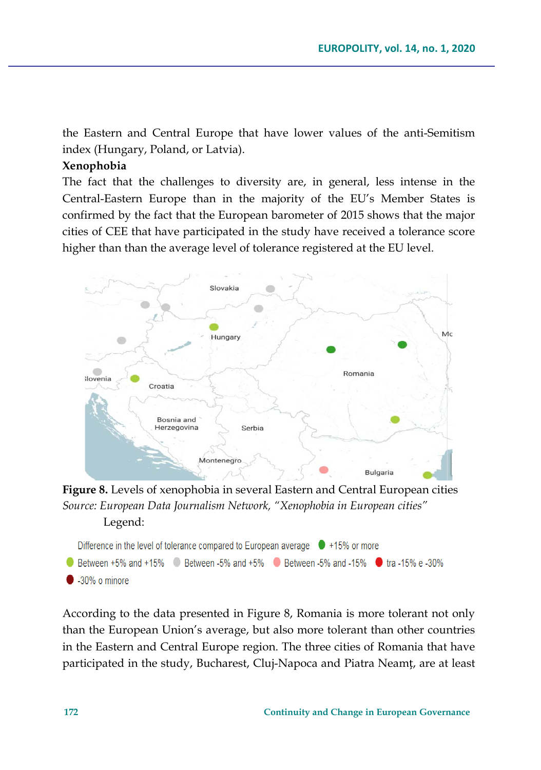the Eastern and Central Europe that have lower values of the anti-Semitism index (Hungary, Poland, or Latvia).

**Xenophobia**

The fact that the challenges to diversity are, in general, less intense in the Central-Eastern Europe than in the majority of the EU's Member States is confirmed by the fact that the European barometer of 2015 shows that the major cities of CEE that have participated in the study have received a tolerance score higher than than the average level of tolerance registered at the EU level.

**Figure 8.** Levels of xenophobia in several Eastern and Central European cities

*Source: European Data Journalism Network, "Xenophobia in European cities"*

Legend:

Difference in the level of tolerance compared to European average ● +15% or more ● Between +5% and +15% ● Between -5% and +5% ● Between -5% and -15% ● tra -15% e -30% ● -30% o minore

According to the data presented in Figure 8, Romania is more tolerant not only than the European Union's average, but also more tolerant than other countries in the Eastern and Central Europe region. The three cities of Romania that have participated in the study, Bucharest, Cluj-Napoca and Piatra Neamţ, are at least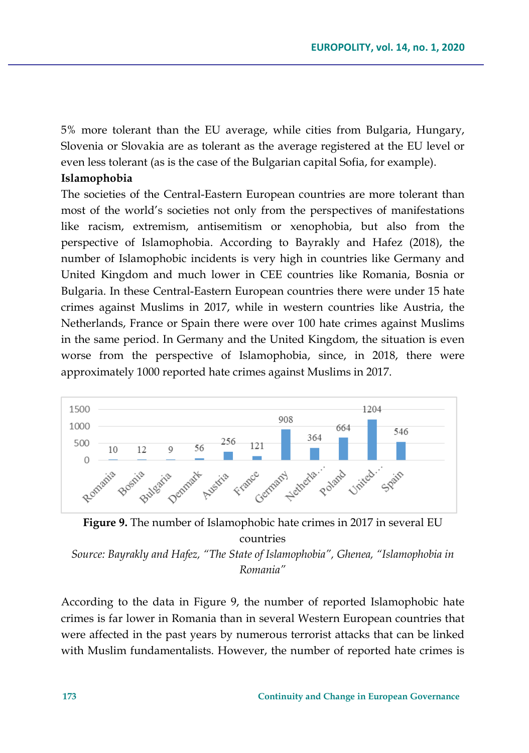5% more tolerant than the EU average, while cities from Bulgaria, Hungary, Slovenia or Slovakia are as tolerant as the average registered at the EU level or even less tolerant (as is the case of the Bulgarian capital Sofia, for example).

**Islamophobia**

The societies of the Central-Eastern European countries are more tolerant than most of the world's societies not only from the perspectives of manifestations like racism, extremism, antisemitism or xenophobia, but also from the perspective of Islamophobia. According to Bayrakly and Hafez (2018), the number of Islamophobic incidents is very high in countries like Germany and United Kingdom and much lower in CEE countries like Romania, Bosnia or Bulgaria. In these Central-Eastern European countries there were under 15 hate crimes against Muslims in 2017, while in western countries like Austria, the Netherlands, France or Spain there were over 100 hate crimes against Muslims in the same period. In Germany and the United Kingdom, the situation is even worse from the perspective of Islamophobia, since, in 2018, there were approximately 1000 reported hate crimes against Muslims in 2017.

| Romania | Bosnia | Bulgaria | Denmark | Austria | France | Germany | Netherla… | Poland | United… | Spain |
|---|---|---|---|---|---|---|---|---|---|---|
| 10 | 12 | 9 | 56 | 256 | 121 | 908 | 364 | 664 | 1204 | 546 |

**Figure 9.** The number of Islamophobic hate crimes in 2017 in several EU countries

*Source: Bayrakly and Hafez, "The State of Islamophobia", Ghenea, "Islamophobia in Romania"*

According to the data in Figure 9, the number of reported Islamophobic hate crimes is far lower in Romania than in several Western European countries that were affected in the past years by numerous terrorist attacks that can be linked with Muslim fundamentalists. However, the number of reported hate crimes is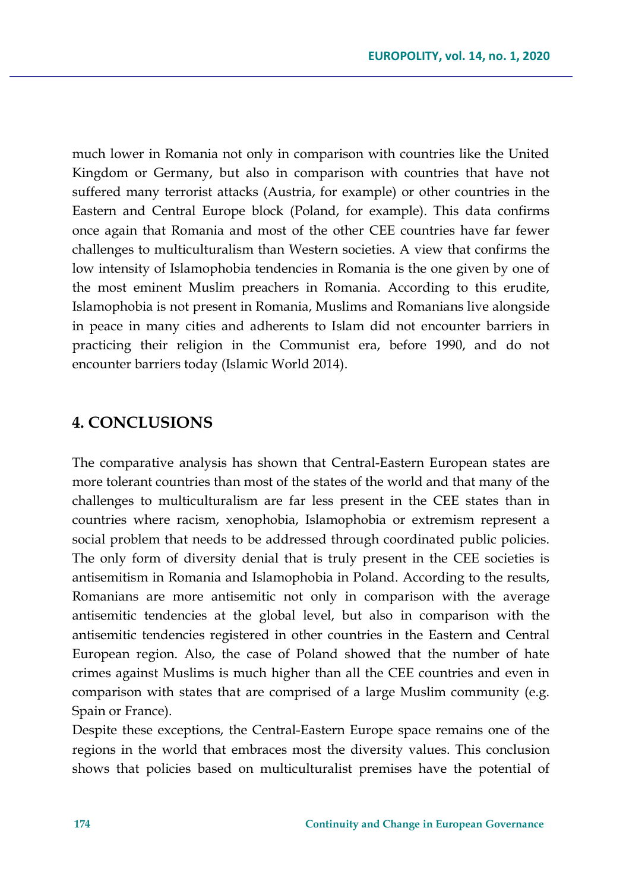much lower in Romania not only in comparison with countries like the United Kingdom or Germany, but also in comparison with countries that have not suffered many terrorist attacks (Austria, for example) or other countries in the Eastern and Central Europe block (Poland, for example). This data confirms once again that Romania and most of the other CEE countries have far fewer challenges to multiculturalism than Western societies. A view that confirms the low intensity of Islamophobia tendencies in Romania is the one given by one of the most eminent Muslim preachers in Romania. According to this erudite, Islamophobia is not present in Romania, Muslims and Romanians live alongside in peace in many cities and adherents to Islam did not encounter barriers in practicing their religion in the Communist era, before 1990, and do not encounter barriers today (Islamic World 2014).

## 4. CONCLUSIONS

The comparative analysis has shown that Central-Eastern European states are more tolerant countries than most of the states of the world and that many of the challenges to multiculturalism are far less present in the CEE states than in countries where racism, xenophobia, Islamophobia or extremism represent a social problem that needs to be addressed through coordinated public policies. The only form of diversity denial that is truly present in the CEE societies is antisemitism in Romania and Islamophobia in Poland. According to the results, Romanians are more antisemitic not only in comparison with the average antisemitic tendencies at the global level, but also in comparison with the antisemitic tendencies registered in other countries in the Eastern and Central European region. Also, the case of Poland showed that the number of hate crimes against Muslims is much higher than all the CEE countries and even in comparison with states that are comprised of a large Muslim community (e.g. Spain or France).

Despite these exceptions, the Central-Eastern Europe space remains one of the regions in the world that embraces most the diversity values. This conclusion shows that policies based on multiculturalist premises have the potential of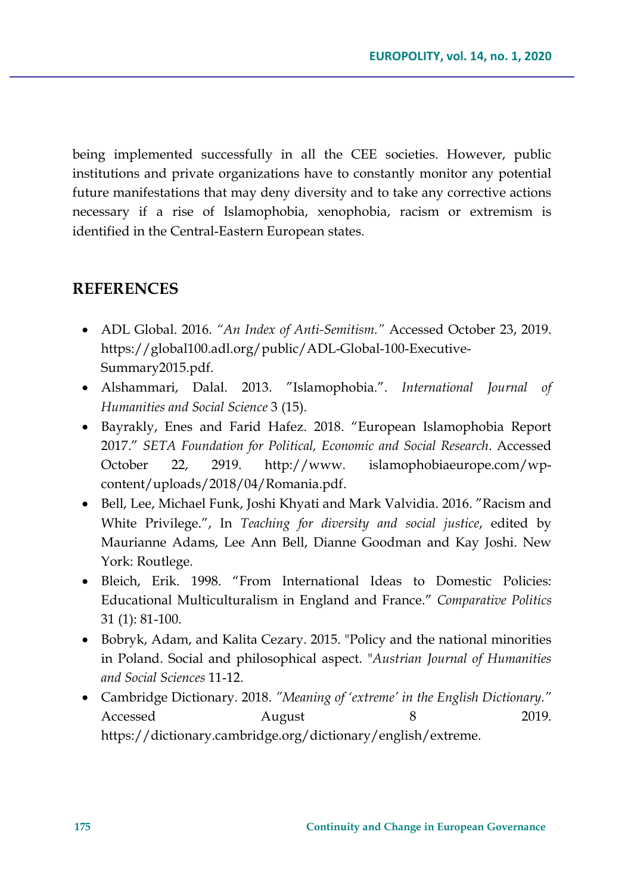being implemented successfully in all the CEE societies. However, public institutions and private organizations have to constantly monitor any potential future manifestations that may deny diversity and to take any corrective actions necessary if a rise of Islamophobia, xenophobia, racism or extremism is identified in the Central-Eastern European states.

## REFERENCES

- ADL Global. 2016. *"An Index of Anti-Semitism."* Accessed October 23, 2019. https://global100.adl.org/public/ADL-Global-100-Executive-Summary2015.pdf.
- Alshammari, Dalal. 2013. "Islamophobia.". *International Journal of Humanities and Social Science* 3 (15).
- Bayrakly, Enes and Farid Hafez. 2018. "European Islamophobia Report 2017." *SETA Foundation for Political, Economic and Social Research*. Accessed October 22, 2919. http://www. islamophobiaeurope.com/wp-content/uploads/2018/04/Romania.pdf.
- Bell, Lee, Michael Funk, Joshi Khyati and Mark Valvidia. 2016. "Racism and White Privilege.", In *Teaching for diversity and social justice*, edited by Maurianne Adams, Lee Ann Bell, Dianne Goodman and Kay Joshi. New York: Routlege.
- Bleich, Erik. 1998. "From International Ideas to Domestic Policies: Educational Multiculturalism in England and France." *Comparative Politics* 31 (1): 81-100.
- Bobryk, Adam, and Kalita Cezary. 2015. "Policy and the national minorities in Poland. Social and philosophical aspect. "*Austrian Journal of Humanities and Social Sciences* 11-12.
- Cambridge Dictionary. 2018. *"Meaning of 'extreme' in the English Dictionary."* Accessed August 8 2019. https://dictionary.cambridge.org/dictionary/english/extreme.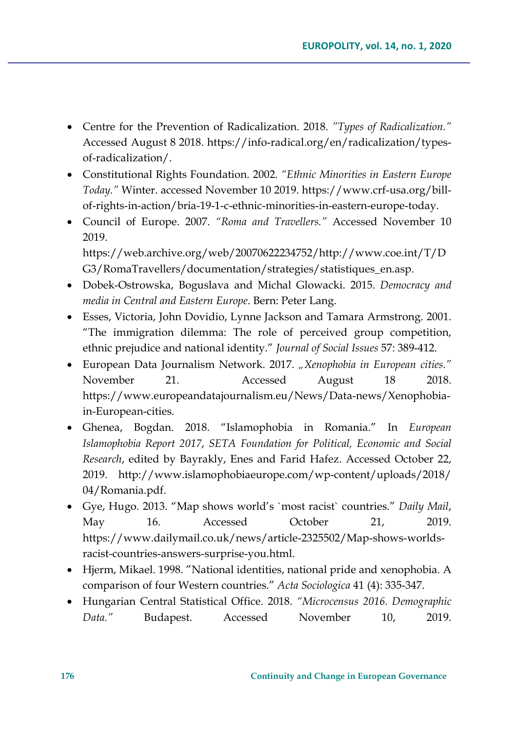- Centre for the Prevention of Radicalization. 2018. *"Types of Radicalization."* Accessed August 8 2018. https://info-radical.org/en/radicalization/types-of-radicalization/.
- Constitutional Rights Foundation. 2002. *"Ethnic Minorities in Eastern Europe Today."* Winter. accessed November 10 2019. https://www.crf-usa.org/bill-of-rights-in-action/bria-19-1-c-ethnic-minorities-in-eastern-europe-today.
- Council of Europe. 2007. *"Roma and Travellers."* Accessed November 10 2019. https://web.archive.org/web/20070622234752/http://www.coe.int/T/DG3/RomaTravellers/documentation/strategies/statistiques_en.asp.
- Dobek-Ostrowska, Boguslava and Michal Glowacki. 2015. *Democracy and media in Central and Eastern Europe*. Bern: Peter Lang.
- Esses, Victoria, John Dovidio, Lynne Jackson and Tamara Armstrong. 2001. "The immigration dilemma: The role of perceived group competition, ethnic prejudice and national identity." *Journal of Social Issues* 57: 389-412.
- European Data Journalism Network. 2017. *„Xenophobia in European cities."* November 21. Accessed August 18 2018. https://www.europeandatajournalism.eu/News/Data-news/Xenophobia-in-European-cities.
- Ghenea, Bogdan. 2018. "Islamophobia in Romania." In *European Islamophobia Report 2017*, *SETA Foundation for Political, Economic and Social Research*, edited by Bayrakly, Enes and Farid Hafez. Accessed October 22, 2019. http://www.islamophobiaeurope.com/wp-content/uploads/2018/04/Romania.pdf.
- Gye, Hugo. 2013. "Map shows world's `most racist` countries." *Daily Mail*, May 16. Accessed October 21, 2019. https://www.dailymail.co.uk/news/article-2325502/Map-shows-worlds-racist-countries-answers-surprise-you.html.
- Hjerm, Mikael. 1998. "National identities, national pride and xenophobia. A comparison of four Western countries." *Acta Sociologica* 41 (4): 335-347.
- Hungarian Central Statistical Office. 2018. *"Microcensus 2016. Demographic Data."* Budapest. Accessed November 10, 2019.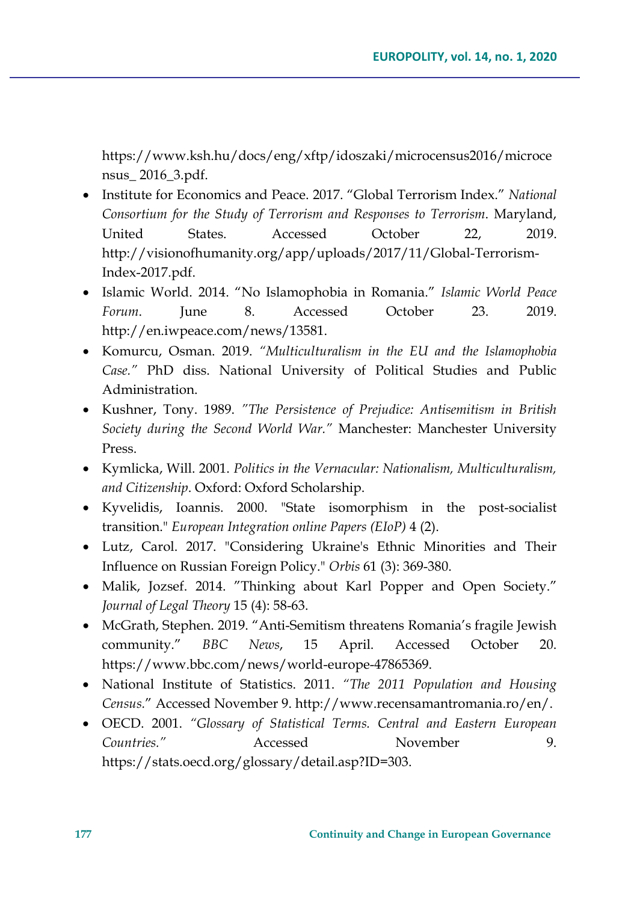https://www.ksh.hu/docs/eng/xftp/idoszaki/microcensus2016/microcensus_ 2016_3.pdf.

- Institute for Economics and Peace. 2017. "Global Terrorism Index." *National Consortium for the Study of Terrorism and Responses to Terrorism*. Maryland, United States. Accessed October 22, 2019. http://visionofhumanity.org/app/uploads/2017/11/Global-Terrorism-Index-2017.pdf.
- Islamic World. 2014. "No Islamophobia in Romania." *Islamic World Peace Forum*. June 8. Accessed October 23. 2019. http://en.iwpeace.com/news/13581.
- Komurcu, Osman. 2019. *"Multiculturalism in the EU and the Islamophobia Case."* PhD diss. National University of Political Studies and Public Administration.
- Kushner, Tony. 1989. *"The Persistence of Prejudice: Antisemitism in British Society during the Second World War."* Manchester: Manchester University Press.
- Kymlicka, Will. 2001. *Politics in the Vernacular: Nationalism, Multiculturalism, and Citizenship*. Oxford: Oxford Scholarship.
- Kyvelidis, Ioannis. 2000. "State isomorphism in the post-socialist transition." *European Integration online Papers (EIoP)* 4 (2).
- Lutz, Carol. 2017. "Considering Ukraine's Ethnic Minorities and Their Influence on Russian Foreign Policy." *Orbis* 61 (3): 369-380.
- Malik, Jozsef. 2014. "Thinking about Karl Popper and Open Society." *Journal of Legal Theory* 15 (4): 58-63.
- McGrath, Stephen. 2019. "Anti-Semitism threatens Romania's fragile Jewish community." *BBC News*, 15 April. Accessed October 20. https://www.bbc.com/news/world-europe-47865369.
- National Institute of Statistics. 2011. *"The 2011 Population and Housing Census."* Accessed November 9. http://www.recensamantromania.ro/en/.
- OECD. 2001. *"Glossary of Statistical Terms. Central and Eastern European Countries."* Accessed November 9. https://stats.oecd.org/glossary/detail.asp?ID=303.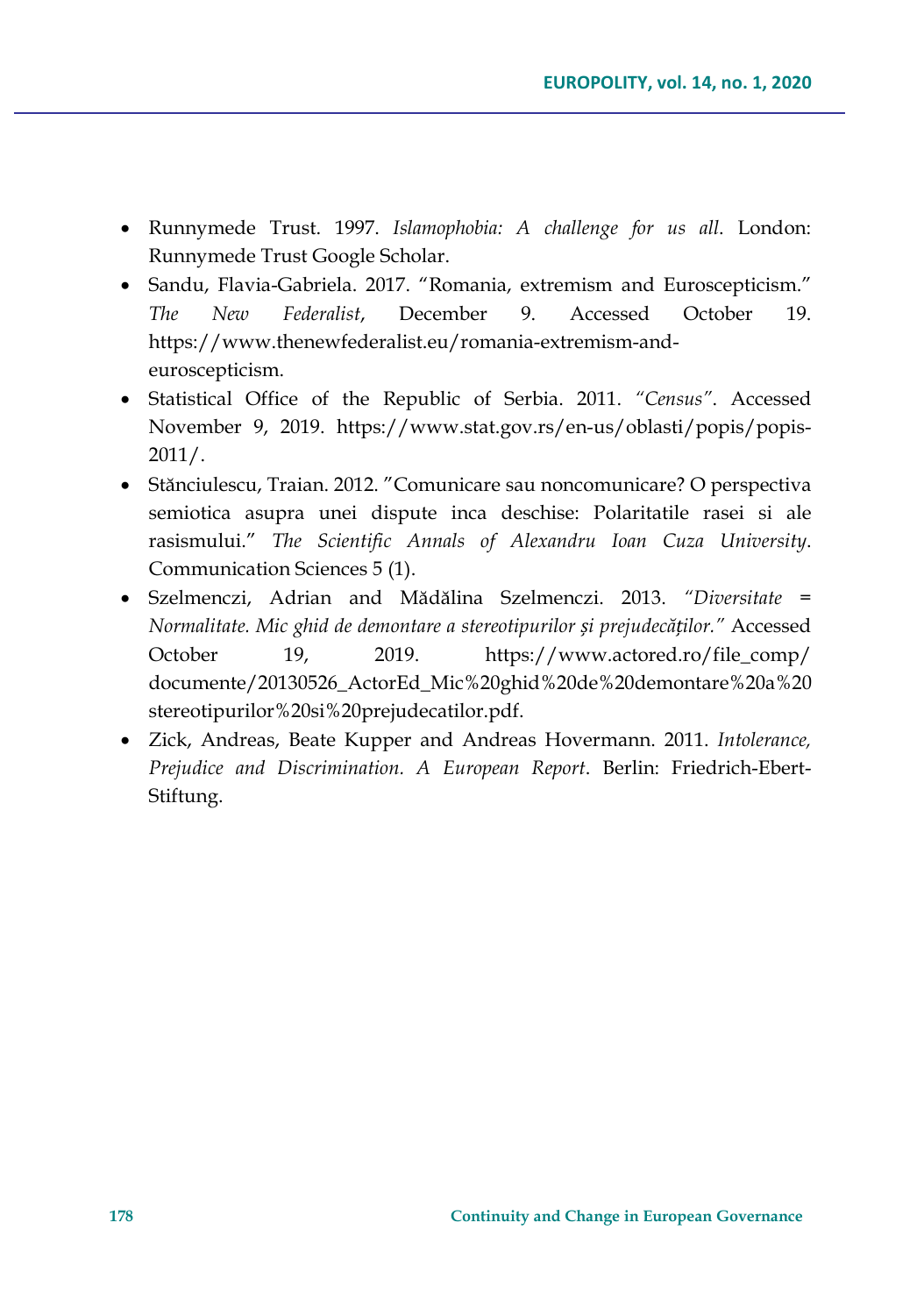- Runnymede Trust. 1997. *Islamophobia: A challenge for us all*. London: Runnymede Trust Google Scholar.
- Sandu, Flavia-Gabriela. 2017. "Romania, extremism and Euroscepticism." *The New Federalist*, December 9. Accessed October 19. https://www.thenewfederalist.eu/romania-extremism-and-euroscepticism.
- Statistical Office of the Republic of Serbia. 2011. *"Census"*. Accessed November 9, 2019. https://www.stat.gov.rs/en-us/oblasti/popis/popis-2011/.
- Stănciulescu, Traian. 2012. "Comunicare sau noncomunicare? O perspectiva semiotica asupra unei dispute inca deschise: Polaritatile rasei si ale rasismului." *The Scientific Annals of Alexandru Ioan Cuza University*. Communication Sciences 5 (1).
- Szelmenczi, Adrian and Mădălina Szelmenczi. 2013. *"Diversitate = Normalitate. Mic ghid de demontare a stereotipurilor și prejudecăților."* Accessed October 19, 2019. https://www.actored.ro/file_comp/documente/20130526_ActorEd_Mic%20ghid%20de%20demontare%20a%20stereotipurilor%20si%20prejudecatilor.pdf.
- Zick, Andreas, Beate Kupper and Andreas Hovermann. 2011. *Intolerance, Prejudice and Discrimination. A European Report*. Berlin: Friedrich-Ebert-Stiftung.